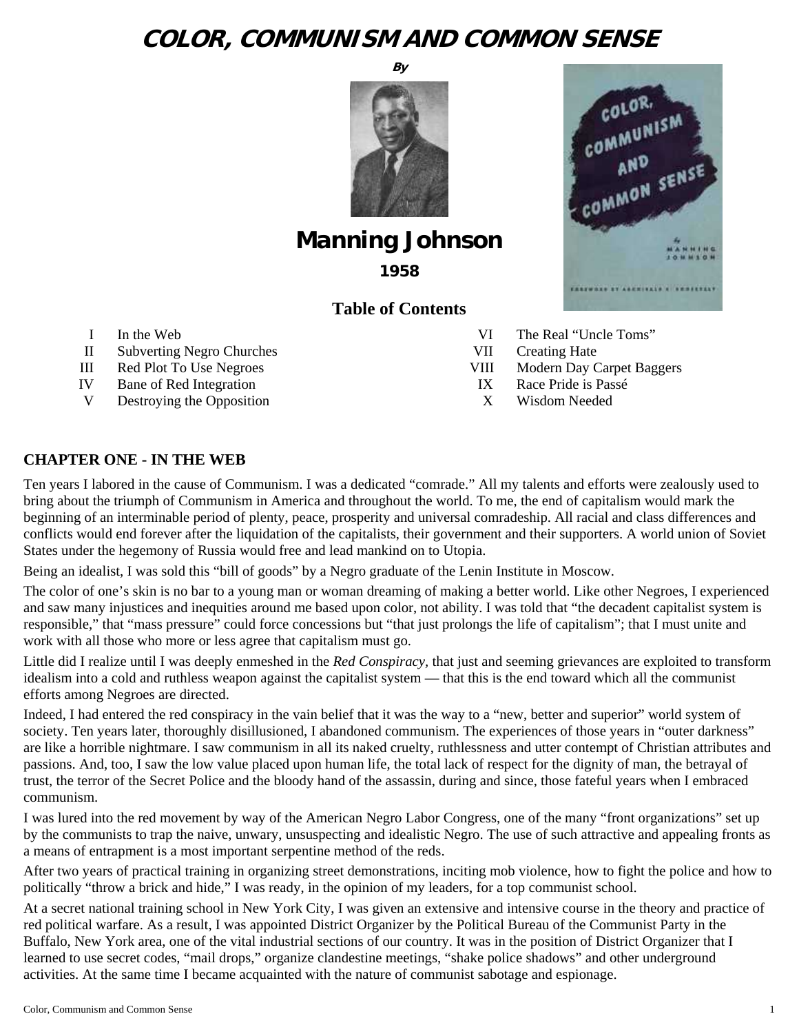# COLOR, COMMUNISM AND COMMON SENSE

By

## Manning Johnson

**1958**

### Table of Contents

- I In the Web
- II Subverting Negro Churches
- III Red Plot To Use Negroes
- IV Bane of Red Integration
- V Destroying the Opposition
- VI The Real "Uncle Toms"
- VII Creating Hate
- VIII Modern Day Carpet Baggers
- IX Race Pride is Passé
- X Wisdom Needed

## CHAPTER ONE - IN THE WEB

Ten years I labored in the cause of Communism. I was a dedicated "comrade." All my talents and efforts were zealously used to bring about the triumph of Communism in America and throughout the world. To me, the end of capitalism would mark the beginning of an interminable period of plenty, peace, prosperity and universal comradeship. All racial and class differences and conflicts would end forever after the liquidation of the capitalists, their government and their supporters. A world union of Soviet States under the hegemony of Russia would free and lead mankind on to Utopia.

Being an idealist, I was sold this "bill of goods" by a Negro graduate of the Lenin Institute in Moscow.

The color of one's skin is no bar to a young man or woman dreaming of making a better world. Like other Negroes, I experienced and saw many injustices and inequities around me based upon color, not ability. I was told that "the decadent capitalist system is responsible," that "mass pressure" could force concessions but "that just prolongs the life of capitalism"; that I must unite and work with all those who more or less agree that capitalism must go.

Little did I realize until I was deeply enmeshed in the *Red Conspiracy*, that just and seeming grievances are exploited to transform idealism into a cold and ruthless weapon against the capitalist system — that this is the end toward which all the communist efforts among Negroes are directed.

Indeed, I had entered the red conspiracy in the vain belief that it was the way to a "new, better and superior" world system of society. Ten years later, thoroughly disillusioned, I abandoned communism. The experiences of those years in "outer darkness" are like a horrible nightmare. I saw communism in all its naked cruelty, ruthlessness and utter contempt of Christian attributes and passions. And, too, I saw the low value placed upon human life, the total lack of respect for the dignity of man, the betrayal of trust, the terror of the Secret Police and the bloody hand of the assassin, during and since, those fateful years when I embraced communism.

I was lured into the red movement by way of the American Negro Labor Congress, one of the many "front organizations" set up by the communists to trap the naive, unwary, unsuspecting and idealistic Negro. The use of such attractive and appealing fronts as a means of entrapment is a most important serpentine method of the reds.

After two years of practical training in organizing street demonstrations, inciting mob violence, how to fight the police and how to politically "throw a brick and hide," I was ready, in the opinion of my leaders, for a top communist school.

At a secret national training school in New York City, I was given an extensive and intensive course in the theory and practice of red political warfare. As a result, I was appointed District Organizer by the Political Bureau of the Communist Party in the Buffalo, New York area, one of the vital industrial sections of our country. It was in the position of District Organizer that I learned to use secret codes, "mail drops," organize clandestine meetings, "shake police shadows" and other underground activities. At the same time I became acquainted with the nature of communist sabotage and espionage.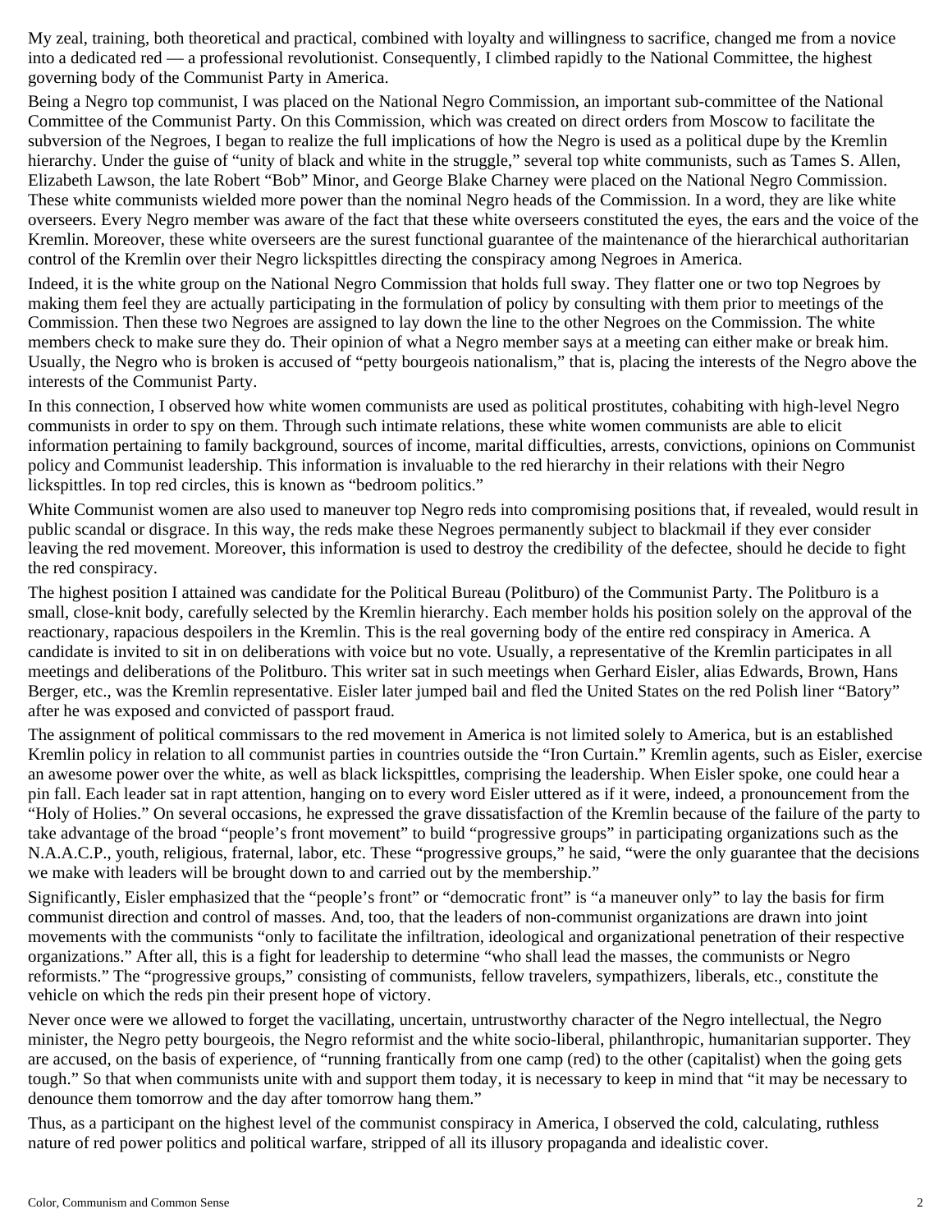My zeal, training, both theoretical and practical, combined with loyalty and willingness to sacrifice, changed me from a novice into a dedicated red — a professional revolutionist. Consequently, I climbed rapidly to the National Committee, the highest governing body of the Communist Party in America.

Being a Negro top communist, I was placed on the National Negro Commission, an important sub-committee of the National Committee of the Communist Party. On this Commission, which was created on direct orders from Moscow to facilitate the subversion of the Negroes, I began to realize the full implications of how the Negro is used as a political dupe by the Kremlin hierarchy. Under the guise of "unity of black and white in the struggle," several top white communists, such as Tames S. Allen, Elizabeth Lawson, the late Robert "Bob" Minor, and George Blake Charney were placed on the National Negro Commission. These white communists wielded more power than the nominal Negro heads of the Commission. In a word, they are like white overseers. Every Negro member was aware of the fact that these white overseers constituted the eyes, the ears and the voice of the Kremlin. Moreover, these white overseers are the surest functional guarantee of the maintenance of the hierarchical authoritarian control of the Kremlin over their Negro lickspittles directing the conspiracy among Negroes in America.

Indeed, it is the white group on the National Negro Commission that holds full sway. They flatter one or two top Negroes by making them feel they are actually participating in the formulation of policy by consulting with them prior to meetings of the Commission. Then these two Negroes are assigned to lay down the line to the other Negroes on the Commission. The white members check to make sure they do. Their opinion of what a Negro member says at a meeting can either make or break him. Usually, the Negro who is broken is accused of "petty bourgeois nationalism," that is, placing the interests of the Negro above the interests of the Communist Party.

In this connection, I observed how white women communists are used as political prostitutes, cohabiting with high-level Negro communists in order to spy on them. Through such intimate relations, these white women communists are able to elicit information pertaining to family background, sources of income, marital difficulties, arrests, convictions, opinions on Communist policy and Communist leadership. This information is invaluable to the red hierarchy in their relations with their Negro lickspittles. In top red circles, this is known as "bedroom politics."

White Communist women are also used to maneuver top Negro reds into compromising positions that, if revealed, would result in public scandal or disgrace. In this way, the reds make these Negroes permanently subject to blackmail if they ever consider leaving the red movement. Moreover, this information is used to destroy the credibility of the defectee, should he decide to fight the red conspiracy.

The highest position I attained was candidate for the Political Bureau (Politburo) of the Communist Party. The Politburo is a small, close-knit body, carefully selected by the Kremlin hierarchy. Each member holds his position solely on the approval of the reactionary, rapacious despoilers in the Kremlin. This is the real governing body of the entire red conspiracy in America. A candidate is invited to sit in on deliberations with voice but no vote. Usually, a representative of the Kremlin participates in all meetings and deliberations of the Politburo. This writer sat in such meetings when Gerhard Eisler, alias Edwards, Brown, Hans Berger, etc., was the Kremlin representative. Eisler later jumped bail and fled the United States on the red Polish liner "Batory" after he was exposed and convicted of passport fraud.

The assignment of political commissars to the red movement in America is not limited solely to America, but is an established Kremlin policy in relation to all communist parties in countries outside the "Iron Curtain." Kremlin agents, such as Eisler, exercise an awesome power over the white, as well as black lickspittles, comprising the leadership. When Eisler spoke, one could hear a pin fall. Each leader sat in rapt attention, hanging on to every word Eisler uttered as if it were, indeed, a pronouncement from the "Holy of Holies." On several occasions, he expressed the grave dissatisfaction of the Kremlin because of the failure of the party to take advantage of the broad "people's front movement" to build "progressive groups" in participating organizations such as the N.A.A.C.P., youth, religious, fraternal, labor, etc. These "progressive groups," he said, "were the only guarantee that the decisions we make with leaders will be brought down to and carried out by the membership."

Significantly, Eisler emphasized that the "people's front" or "democratic front" is "a maneuver only" to lay the basis for firm communist direction and control of masses. And, too, that the leaders of non-communist organizations are drawn into joint movements with the communists "only to facilitate the infiltration, ideological and organizational penetration of their respective organizations." After all, this is a fight for leadership to determine "who shall lead the masses, the communists or Negro reformists." The "progressive groups," consisting of communists, fellow travelers, sympathizers, liberals, etc., constitute the vehicle on which the reds pin their present hope of victory.

Never once were we allowed to forget the vacillating, uncertain, untrustworthy character of the Negro intellectual, the Negro minister, the Negro petty bourgeois, the Negro reformist and the white socio-liberal, philanthropic, humanitarian supporter. They are accused, on the basis of experience, of "running frantically from one camp (red) to the other (capitalist) when the going gets tough." So that when communists unite with and support them today, it is necessary to keep in mind that "it may be necessary to denounce them tomorrow and the day after tomorrow hang them."

Thus, as a participant on the highest level of the communist conspiracy in America, I observed the cold, calculating, ruthless nature of red power politics and political warfare, stripped of all its illusory propaganda and idealistic cover.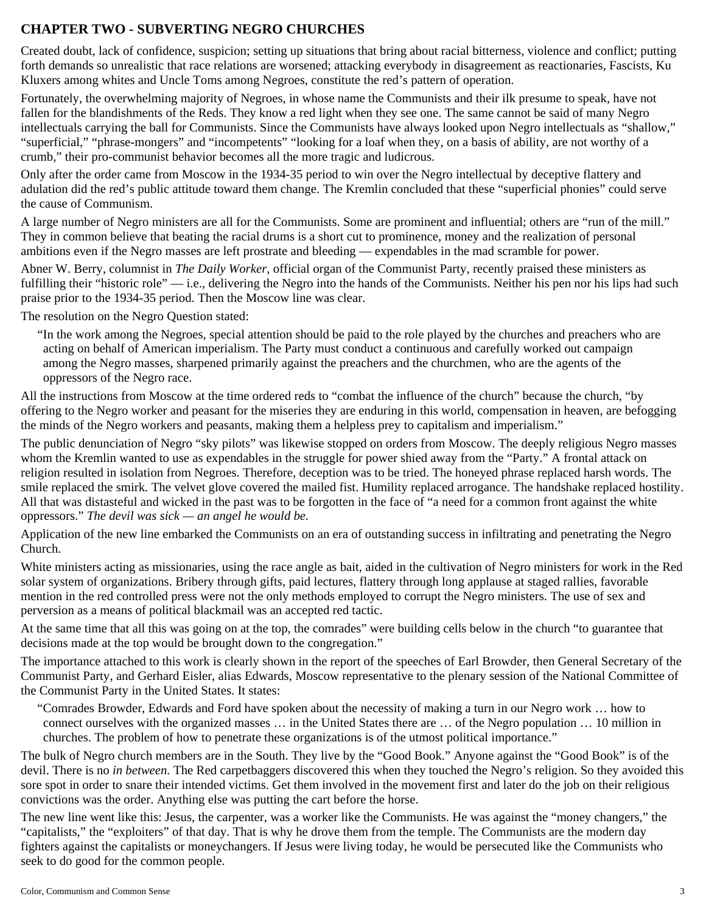## CHAPTER TWO - SUBVERTING NEGRO CHURCHES

Created doubt, lack of confidence, suspicion; setting up situations that bring about racial bitterness, violence and conflict; putting forth demands so unrealistic that race relations are worsened; attacking everybody in disagreement as reactionaries, Fascists, Ku Kluxers among whites and Uncle Toms among Negroes, constitute the red's pattern of operation.

Fortunately, the overwhelming majority of Negroes, in whose name the Communists and their ilk presume to speak, have not fallen for the blandishments of the Reds. They know a red light when they see one. The same cannot be said of many Negro intellectuals carrying the ball for Communists. Since the Communists have always looked upon Negro intellectuals as "shallow," "superficial," "phrase-mongers" and "incompetents" "looking for a loaf when they, on a basis of ability, are not worthy of a crumb," their pro-communist behavior becomes all the more tragic and ludicrous.

Only after the order came from Moscow in the 1934-35 period to win over the Negro intellectual by deceptive flattery and adulation did the red's public attitude toward them change. The Kremlin concluded that these "superficial phonies" could serve the cause of Communism.

A large number of Negro ministers are all for the Communists. Some are prominent and influential; others are "run of the mill." They in common believe that beating the racial drums is a short cut to prominence, money and the realization of personal ambitions even if the Negro masses are left prostrate and bleeding — expendables in the mad scramble for power.

Abner W. Berry, columnist in *The Daily Worker,* official organ of the Communist Party, recently praised these ministers as fulfilling their "historic role" — i.e., delivering the Negro into the hands of the Communists. Neither his pen nor his lips had such praise prior to the 1934-35 period. Then the Moscow line was clear.

The resolution on the Negro Question stated:

> "In the work among the Negroes, special attention should be paid to the role played by the churches and preachers who are acting on behalf of American imperialism. The Party must conduct a continuous and carefully worked out campaign among the Negro masses, sharpened primarily against the preachers and the churchmen, who are the agents of the oppressors of the Negro race.

All the instructions from Moscow at the time ordered reds to "combat the influence of the church" because the church, "by offering to the Negro worker and peasant for the miseries they are enduring in this world, compensation in heaven, are befogging the minds of the Negro workers and peasants, making them a helpless prey to capitalism and imperialism."

The public denunciation of Negro "sky pilots" was likewise stopped on orders from Moscow. The deeply religious Negro masses whom the Kremlin wanted to use as expendables in the struggle for power shied away from the "Party." A frontal attack on religion resulted in isolation from Negroes. Therefore, deception was to be tried. The honeyed phrase replaced harsh words. The smile replaced the smirk. The velvet glove covered the mailed fist. Humility replaced arrogance. The handshake replaced hostility. All that was distasteful and wicked in the past was to be forgotten in the face of "a need for a common front against the white oppressors." *The devil was sick — an angel he would be.*

Application of the new line embarked the Communists on an era of outstanding success in infiltrating and penetrating the Negro Church.

White ministers acting as missionaries, using the race angle as bait, aided in the cultivation of Negro ministers for work in the Red solar system of organizations. Bribery through gifts, paid lectures, flattery through long applause at staged rallies, favorable mention in the red controlled press were not the only methods employed to corrupt the Negro ministers. The use of sex and perversion as a means of political blackmail was an accepted red tactic.

At the same time that all this was going on at the top, the comrades" were building cells below in the church "to guarantee that decisions made at the top would be brought down to the congregation."

The importance attached to this work is clearly shown in the report of the speeches of Earl Browder, then General Secretary of the Communist Party, and Gerhard Eisler, alias Edwards, Moscow representative to the plenary session of the National Committee of the Communist Party in the United States. It states:

> "Comrades Browder, Edwards and Ford have spoken about the necessity of making a turn in our Negro work … how to connect ourselves with the organized masses … in the United States there are … of the Negro population … 10 million in churches. The problem of how to penetrate these organizations is of the utmost political importance."

The bulk of Negro church members are in the South. They live by the "Good Book." Anyone against the "Good Book" is of the devil. There is no *in between.* The Red carpetbaggers discovered this when they touched the Negro's religion. So they avoided this sore spot in order to snare their intended victims. Get them involved in the movement first and later do the job on their religious convictions was the order. Anything else was putting the cart before the horse.

The new line went like this: Jesus, the carpenter, was a worker like the Communists. He was against the "money changers," the "capitalists," the "exploiters" of that day. That is why he drove them from the temple. The Communists are the modern day fighters against the capitalists or moneychangers. If Jesus were living today, he would be persecuted like the Communists who seek to do good for the common people.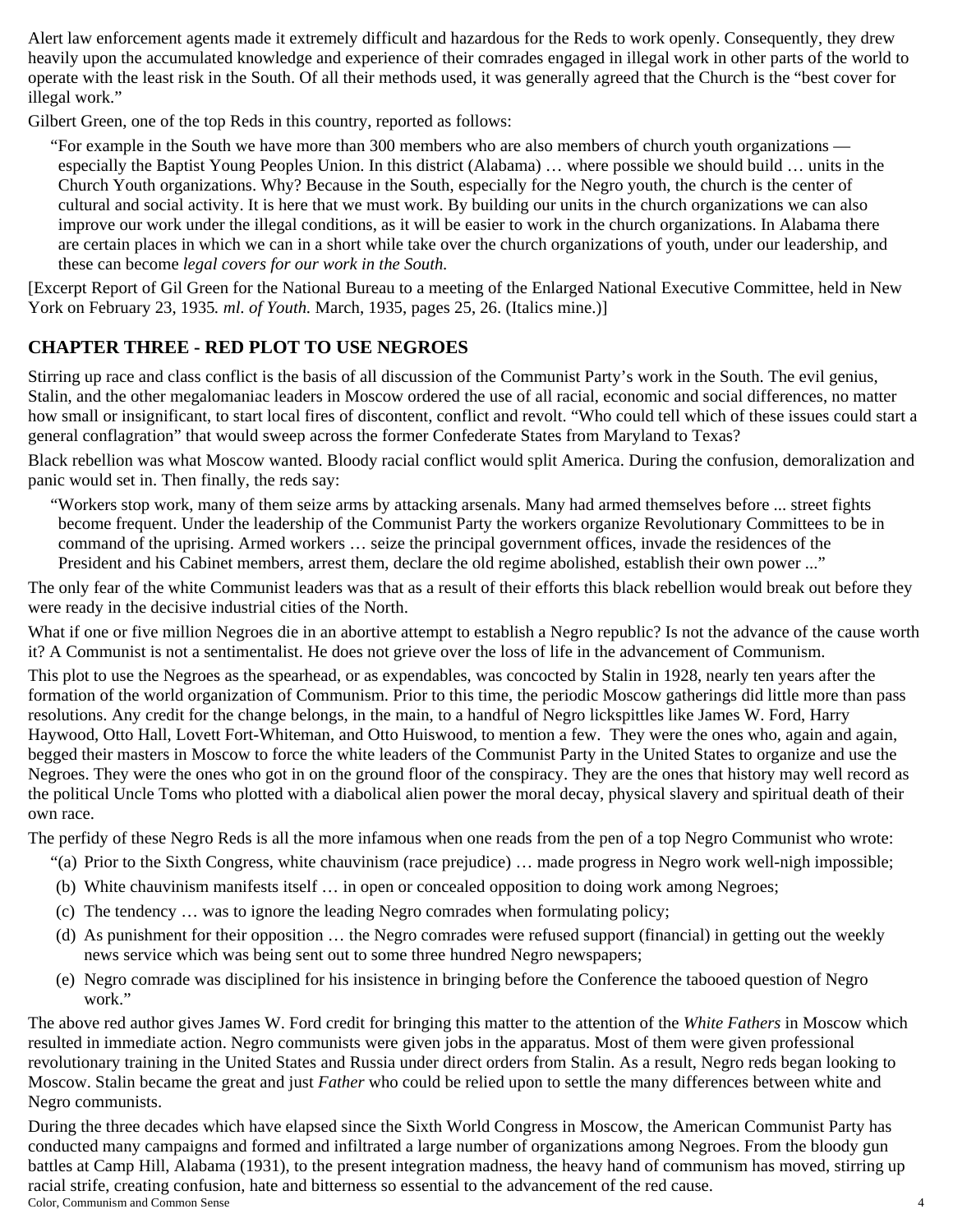Alert law enforcement agents made it extremely difficult and hazardous for the Reds to work openly. Consequently, they drew heavily upon the accumulated knowledge and experience of their comrades engaged in illegal work in other parts of the world to operate with the least risk in the South. Of all their methods used, it was generally agreed that the Church is the "best cover for illegal work."

Gilbert Green, one of the top Reds in this country, reported as follows:

> "For example in the South we have more than 300 members who are also members of church youth organizations — especially the Baptist Young Peoples Union. In this district (Alabama) … where possible we should build … units in the Church Youth organizations. Why? Because in the South, especially for the Negro youth, the church is the center of cultural and social activity. It is here that we must work. By building our units in the church organizations we can also improve our work under the illegal conditions, as it will be easier to work in the church organizations. In Alabama there are certain places in which we can in a short while take over the church organizations of youth, under our leadership, and these can become *legal covers for our work in the South.*

[Excerpt Report of Gil Green for the National Bureau to a meeting of the Enlarged National Executive Committee, held in New York on February 23, 1935*. ml. of Youth.* March, 1935, pages 25, 26. (Italics mine.)]

## CHAPTER THREE - RED PLOT TO USE NEGROES

Stirring up race and class conflict is the basis of all discussion of the Communist Party's work in the South. The evil genius, Stalin, and the other megalomaniac leaders in Moscow ordered the use of all racial, economic and social differences, no matter how small or insignificant, to start local fires of discontent, conflict and revolt. "Who could tell which of these issues could start a general conflagration" that would sweep across the former Confederate States from Maryland to Texas?

Black rebellion was what Moscow wanted. Bloody racial conflict would split America. During the confusion, demoralization and panic would set in. Then finally, the reds say:

> "Workers stop work, many of them seize arms by attacking arsenals. Many had armed themselves before ... street fights become frequent. Under the leadership of the Communist Party the workers organize Revolutionary Committees to be in command of the uprising. Armed workers … seize the principal government offices, invade the residences of the President and his Cabinet members, arrest them, declare the old regime abolished, establish their own power ..."

The only fear of the white Communist leaders was that as a result of their efforts this black rebellion would break out before they were ready in the decisive industrial cities of the North.

What if one or five million Negroes die in an abortive attempt to establish a Negro republic? Is not the advance of the cause worth it? A Communist is not a sentimentalist. He does not grieve over the loss of life in the advancement of Communism.

This plot to use the Negroes as the spearhead, or as expendables, was concocted by Stalin in 1928, nearly ten years after the formation of the world organization of Communism. Prior to this time, the periodic Moscow gatherings did little more than pass resolutions. Any credit for the change belongs, in the main, to a handful of Negro lickspittles like James W. Ford, Harry Haywood, Otto Hall, Lovett Fort-Whiteman, and Otto Huiswood, to mention a few. They were the ones who, again and again, begged their masters in Moscow to force the white leaders of the Communist Party in the United States to organize and use the Negroes. They were the ones who got in on the ground floor of the conspiracy. They are the ones that history may well record as the political Uncle Toms who plotted with a diabolical alien power the moral decay, physical slavery and spiritual death of their own race.

The perfidy of these Negro Reds is all the more infamous when one reads from the pen of a top Negro Communist who wrote:

> "(a) Prior to the Sixth Congress, white chauvinism (race prejudice) … made progress in Negro work well-nigh impossible;
>
> (b) White chauvinism manifests itself … in open or concealed opposition to doing work among Negroes;
>
> (c) The tendency … was to ignore the leading Negro comrades when formulating policy;
>
> (d) As punishment for their opposition … the Negro comrades were refused support (financial) in getting out the weekly news service which was being sent out to some three hundred Negro newspapers;
>
> (e) Negro comrade was disciplined for his insistence in bringing before the Conference the tabooed question of Negro work."

The above red author gives James W. Ford credit for bringing this matter to the attention of the *White Fathers* in Moscow which resulted in immediate action. Negro communists were given jobs in the apparatus. Most of them were given professional revolutionary training in the United States and Russia under direct orders from Stalin. As a result, Negro reds began looking to Moscow. Stalin became the great and just *Father* who could be relied upon to settle the many differences between white and Negro communists.

During the three decades which have elapsed since the Sixth World Congress in Moscow, the American Communist Party has conducted many campaigns and formed and infiltrated a large number of organizations among Negroes. From the bloody gun battles at Camp Hill, Alabama (1931), to the present integration madness, the heavy hand of communism has moved, stirring up racial strife, creating confusion, hate and bitterness so essential to the advancement of the red cause.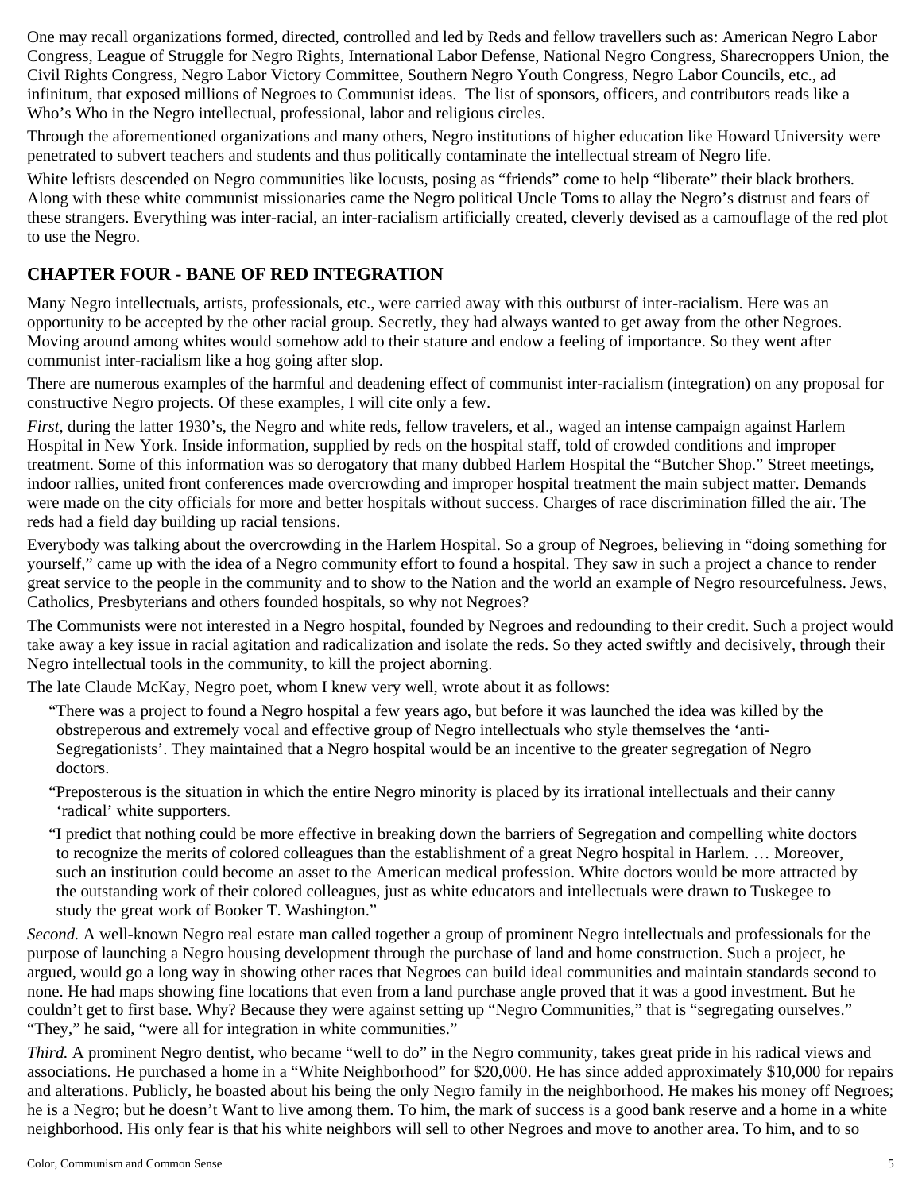One may recall organizations formed, directed, controlled and led by Reds and fellow travellers such as: American Negro Labor Congress, League of Struggle for Negro Rights, International Labor Defense, National Negro Congress, Sharecroppers Union, the Civil Rights Congress, Negro Labor Victory Committee, Southern Negro Youth Congress, Negro Labor Councils, etc., ad infinitum, that exposed millions of Negroes to Communist ideas. The list of sponsors, officers, and contributors reads like a Who's Who in the Negro intellectual, professional, labor and religious circles.

Through the aforementioned organizations and many others, Negro institutions of higher education like Howard University were penetrated to subvert teachers and students and thus politically contaminate the intellectual stream of Negro life.

White leftists descended on Negro communities like locusts, posing as "friends" come to help "liberate" their black brothers. Along with these white communist missionaries came the Negro political Uncle Toms to allay the Negro's distrust and fears of these strangers. Everything was inter-racial, an inter-racialism artificially created, cleverly devised as a camouflage of the red plot to use the Negro.

## CHAPTER FOUR - BANE OF RED INTEGRATION

Many Negro intellectuals, artists, professionals, etc., were carried away with this outburst of inter-racialism. Here was an opportunity to be accepted by the other racial group. Secretly, they had always wanted to get away from the other Negroes. Moving around among whites would somehow add to their stature and endow a feeling of importance. So they went after communist inter-racialism like a hog going after slop.

There are numerous examples of the harmful and deadening effect of communist inter-racialism (integration) on any proposal for constructive Negro projects. Of these examples, I will cite only a few.

*First,* during the latter 1930's, the Negro and white reds, fellow travelers, et al., waged an intense campaign against Harlem Hospital in New York. Inside information, supplied by reds on the hospital staff, told of crowded conditions and improper treatment. Some of this information was so derogatory that many dubbed Harlem Hospital the "Butcher Shop." Street meetings, indoor rallies, united front conferences made overcrowding and improper hospital treatment the main subject matter. Demands were made on the city officials for more and better hospitals without success. Charges of race discrimination filled the air. The reds had a field day building up racial tensions.

Everybody was talking about the overcrowding in the Harlem Hospital. So a group of Negroes, believing in "doing something for yourself," came up with the idea of a Negro community effort to found a hospital. They saw in such a project a chance to render great service to the people in the community and to show to the Nation and the world an example of Negro resourcefulness. Jews, Catholics, Presbyterians and others founded hospitals, so why not Negroes?

The Communists were not interested in a Negro hospital, founded by Negroes and redounding to their credit. Such a project would take away a key issue in racial agitation and radicalization and isolate the reds. So they acted swiftly and decisively, through their Negro intellectual tools in the community, to kill the project aborning.

The late Claude McKay, Negro poet, whom I knew very well, wrote about it as follows:

> "There was a project to found a Negro hospital a few years ago, but before it was launched the idea was killed by the obstreperous and extremely vocal and effective group of Negro intellectuals who style themselves the 'anti-Segregationists'. They maintained that a Negro hospital would be an incentive to the greater segregation of Negro doctors.
>
> "Preposterous is the situation in which the entire Negro minority is placed by its irrational intellectuals and their canny 'radical' white supporters.
>
> "I predict that nothing could be more effective in breaking down the barriers of Segregation and compelling white doctors to recognize the merits of colored colleagues than the establishment of a great Negro hospital in Harlem. … Moreover, such an institution could become an asset to the American medical profession. White doctors would be more attracted by the outstanding work of their colored colleagues, just as white educators and intellectuals were drawn to Tuskegee to study the great work of Booker T. Washington."

*Second.* A well-known Negro real estate man called together a group of prominent Negro intellectuals and professionals for the purpose of launching a Negro housing development through the purchase of land and home construction. Such a project, he argued, would go a long way in showing other races that Negroes can build ideal communities and maintain standards second to none. He had maps showing fine locations that even from a land purchase angle proved that it was a good investment. But he couldn't get to first base. Why? Because they were against setting up "Negro Communities," that is "segregating ourselves." "They," he said, "were all for integration in white communities."

*Third.* A prominent Negro dentist, who became "well to do" in the Negro community, takes great pride in his radical views and associations. He purchased a home in a "White Neighborhood" for $20,000. He has since added approximately $10,000 for repairs and alterations. Publicly, he boasted about his being the only Negro family in the neighborhood. He makes his money off Negroes; he is a Negro; but he doesn't Want to live among them. To him, the mark of success is a good bank reserve and a home in a white neighborhood. His only fear is that his white neighbors will sell to other Negroes and move to another area. To him, and to so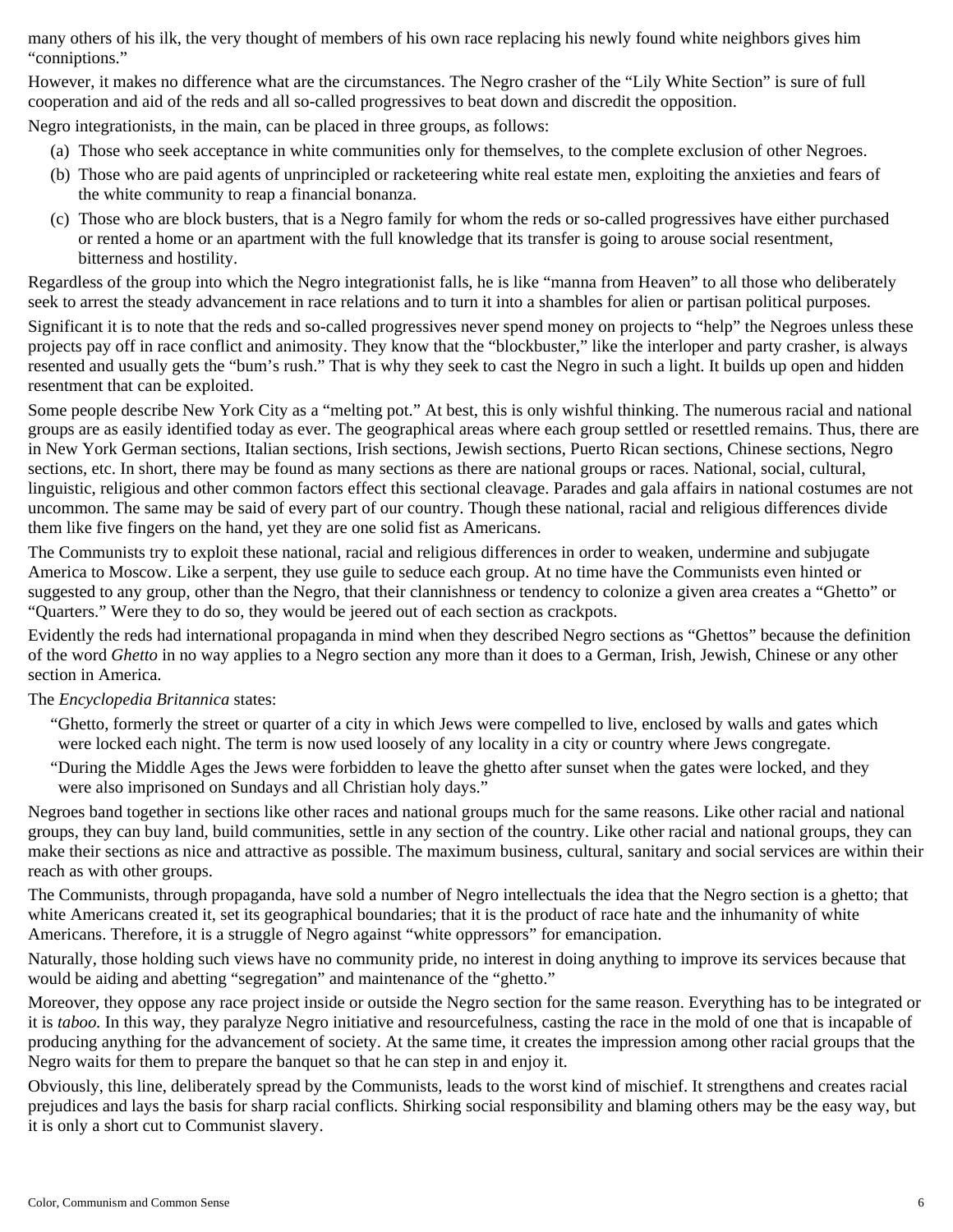many others of his ilk, the very thought of members of his own race replacing his newly found white neighbors gives him "conniptions."

However, it makes no difference what are the circumstances. The Negro crasher of the "Lily White Section" is sure of full cooperation and aid of the reds and all so-called progressives to beat down and discredit the opposition.

Negro integrationists, in the main, can be placed in three groups, as follows:

(a) Those who seek acceptance in white communities only for themselves, to the complete exclusion of other Negroes.

(b) Those who are paid agents of unprincipled or racketeering white real estate men, exploiting the anxieties and fears of the white community to reap a financial bonanza.

(c) Those who are block busters, that is a Negro family for whom the reds or so-called progressives have either purchased or rented a home or an apartment with the full knowledge that its transfer is going to arouse social resentment, bitterness and hostility.

Regardless of the group into which the Negro integrationist falls, he is like "manna from Heaven" to all those who deliberately seek to arrest the steady advancement in race relations and to turn it into a shambles for alien or partisan political purposes.

Significant it is to note that the reds and so-called progressives never spend money on projects to "help" the Negroes unless these projects pay off in race conflict and animosity. They know that the "blockbuster," like the interloper and party crasher, is always resented and usually gets the "bum's rush." That is why they seek to cast the Negro in such a light. It builds up open and hidden resentment that can be exploited.

Some people describe New York City as a "melting pot." At best, this is only wishful thinking. The numerous racial and national groups are as easily identified today as ever. The geographical areas where each group settled or resettled remains. Thus, there are in New York German sections, Italian sections, Irish sections, Jewish sections, Puerto Rican sections, Chinese sections, Negro sections, etc. In short, there may be found as many sections as there are national groups or races. National, social, cultural, linguistic, religious and other common factors effect this sectional cleavage. Parades and gala affairs in national costumes are not uncommon. The same may be said of every part of our country. Though these national, racial and religious differences divide them like five fingers on the hand, yet they are one solid fist as Americans.

The Communists try to exploit these national, racial and religious differences in order to weaken, undermine and subjugate America to Moscow. Like a serpent, they use guile to seduce each group. At no time have the Communists even hinted or suggested to any group, other than the Negro, that their clannishness or tendency to colonize a given area creates a "Ghetto" or "Quarters." Were they to do so, they would be jeered out of each section as crackpots.

Evidently the reds had international propaganda in mind when they described Negro sections as "Ghettos" because the definition of the word *Ghetto* in no way applies to a Negro section any more than it does to a German, Irish, Jewish, Chinese or any other section in America.

The *Encyclopedia Britannica* states:

> "Ghetto, formerly the street or quarter of a city in which Jews were compelled to live, enclosed by walls and gates which were locked each night. The term is now used loosely of any locality in a city or country where Jews congregate.
>
> "During the Middle Ages the Jews were forbidden to leave the ghetto after sunset when the gates were locked, and they were also imprisoned on Sundays and all Christian holy days."

Negroes band together in sections like other races and national groups much for the same reasons. Like other racial and national groups, they can buy land, build communities, settle in any section of the country. Like other racial and national groups, they can make their sections as nice and attractive as possible. The maximum business, cultural, sanitary and social services are within their reach as with other groups.

The Communists, through propaganda, have sold a number of Negro intellectuals the idea that the Negro section is a ghetto; that white Americans created it, set its geographical boundaries; that it is the product of race hate and the inhumanity of white Americans. Therefore, it is a struggle of Negro against "white oppressors" for emancipation.

Naturally, those holding such views have no community pride, no interest in doing anything to improve its services because that would be aiding and abetting "segregation" and maintenance of the "ghetto."

Moreover, they oppose any race project inside or outside the Negro section for the same reason. Everything has to be integrated or it is *taboo.* In this way, they paralyze Negro initiative and resourcefulness, casting the race in the mold of one that is incapable of producing anything for the advancement of society. At the same time, it creates the impression among other racial groups that the Negro waits for them to prepare the banquet so that he can step in and enjoy it.

Obviously, this line, deliberately spread by the Communists, leads to the worst kind of mischief. It strengthens and creates racial prejudices and lays the basis for sharp racial conflicts. Shirking social responsibility and blaming others may be the easy way, but it is only a short cut to Communist slavery.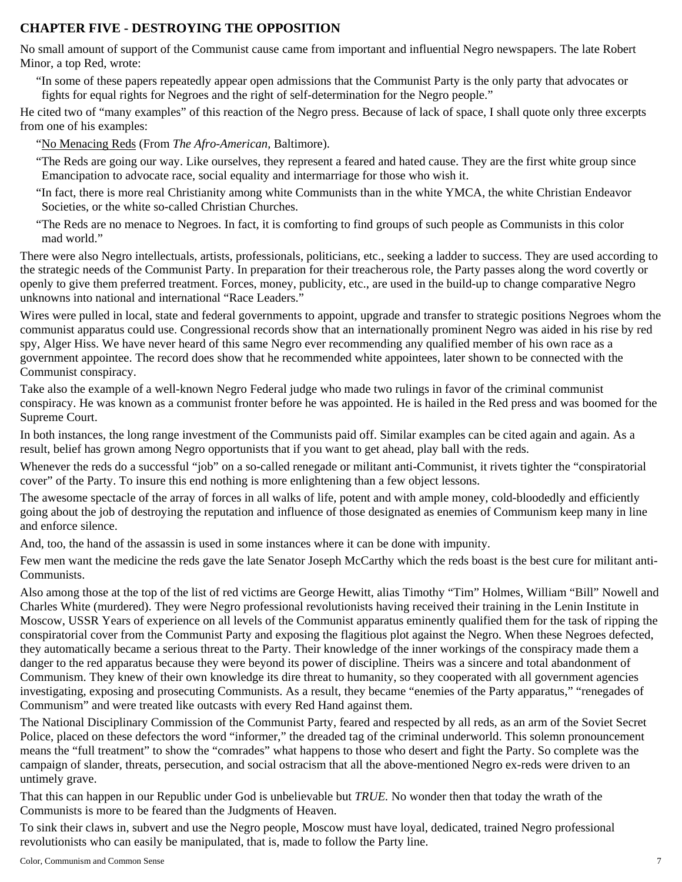## CHAPTER FIVE - DESTROYING THE OPPOSITION

No small amount of support of the Communist cause came from important and influential Negro newspapers. The late Robert Minor, a top Red, wrote:

> "In some of these papers repeatedly appear open admissions that the Communist Party is the only party that advocates or fights for equal rights for Negroes and the right of self-determination for the Negro people."

He cited two of "many examples" of this reaction of the Negro press. Because of lack of space, I shall quote only three excerpts from one of his examples:

> "No Menacing Reds (From *The Afro-American*, Baltimore).
>
> "The Reds are going our way. Like ourselves, they represent a feared and hated cause. They are the first white group since Emancipation to advocate race, social equality and intermarriage for those who wish it.
>
> "In fact, there is more real Christianity among white Communists than in the white YMCA, the white Christian Endeavor Societies, or the white so-called Christian Churches.
>
> "The Reds are no menace to Negroes. In fact, it is comforting to find groups of such people as Communists in this color mad world."

There were also Negro intellectuals, artists, professionals, politicians, etc., seeking a ladder to success. They are used according to the strategic needs of the Communist Party. In preparation for their treacherous role, the Party passes along the word covertly or openly to give them preferred treatment. Forces, money, publicity, etc., are used in the build-up to change comparative Negro unknowns into national and international "Race Leaders."

Wires were pulled in local, state and federal governments to appoint, upgrade and transfer to strategic positions Negroes whom the communist apparatus could use. Congressional records show that an internationally prominent Negro was aided in his rise by red spy, Alger Hiss. We have never heard of this same Negro ever recommending any qualified member of his own race as a government appointee. The record does show that he recommended white appointees, later shown to be connected with the Communist conspiracy.

Take also the example of a well-known Negro Federal judge who made two rulings in favor of the criminal communist conspiracy. He was known as a communist fronter before he was appointed. He is hailed in the Red press and was boomed for the Supreme Court.

In both instances, the long range investment of the Communists paid off. Similar examples can be cited again and again. As a result, belief has grown among Negro opportunists that if you want to get ahead, play ball with the reds.

Whenever the reds do a successful "job" on a so-called renegade or militant anti-Communist, it rivets tighter the "conspiratorial cover" of the Party. To insure this end nothing is more enlightening than a few object lessons.

The awesome spectacle of the array of forces in all walks of life, potent and with ample money, cold-bloodedly and efficiently going about the job of destroying the reputation and influence of those designated as enemies of Communism keep many in line and enforce silence.

And, too, the hand of the assassin is used in some instances where it can be done with impunity.

Few men want the medicine the reds gave the late Senator Joseph McCarthy which the reds boast is the best cure for militant anti-Communists.

Also among those at the top of the list of red victims are George Hewitt, alias Timothy "Tim" Holmes, William "Bill" Nowell and Charles White (murdered). They were Negro professional revolutionists having received their training in the Lenin Institute in Moscow, USSR Years of experience on all levels of the Communist apparatus eminently qualified them for the task of ripping the conspiratorial cover from the Communist Party and exposing the flagitious plot against the Negro. When these Negroes defected, they automatically became a serious threat to the Party. Their knowledge of the inner workings of the conspiracy made them a danger to the red apparatus because they were beyond its power of discipline. Theirs was a sincere and total abandonment of Communism. They knew of their own knowledge its dire threat to humanity, so they cooperated with all government agencies investigating, exposing and prosecuting Communists. As a result, they became "enemies of the Party apparatus," "renegades of Communism" and were treated like outcasts with every Red Hand against them.

The National Disciplinary Commission of the Communist Party, feared and respected by all reds, as an arm of the Soviet Secret Police, placed on these defectors the word "informer," the dreaded tag of the criminal underworld. This solemn pronouncement means the "full treatment" to show the "comrades" what happens to those who desert and fight the Party. So complete was the campaign of slander, threats, persecution, and social ostracism that all the above-mentioned Negro ex-reds were driven to an untimely grave.

That this can happen in our Republic under God is unbelievable but *TRUE*. No wonder then that today the wrath of the Communists is more to be feared than the Judgments of Heaven.

To sink their claws in, subvert and use the Negro people, Moscow must have loyal, dedicated, trained Negro professional revolutionists who can easily be manipulated, that is, made to follow the Party line.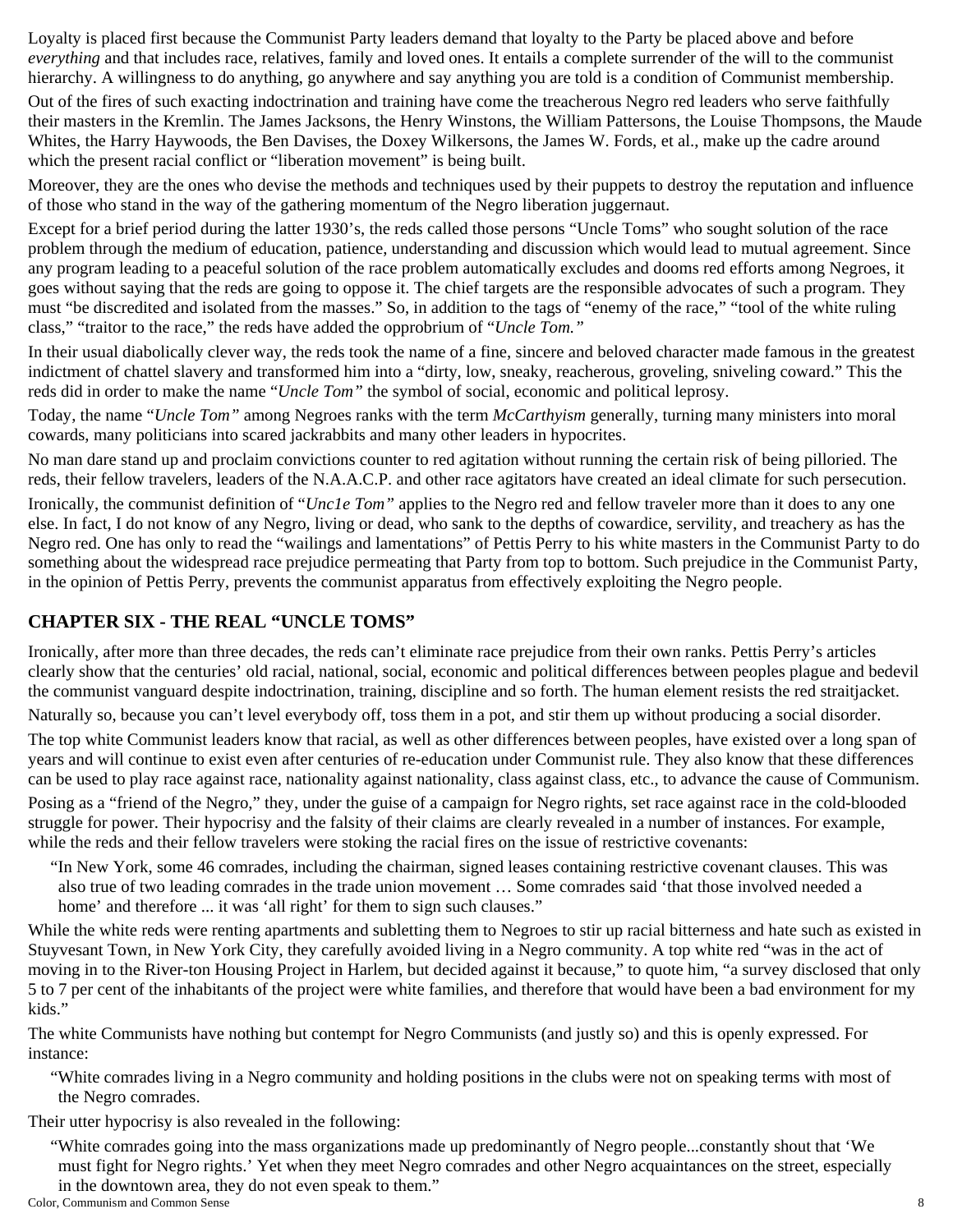Loyalty is placed first because the Communist Party leaders demand that loyalty to the Party be placed above and before *everything* and that includes race, relatives, family and loved ones. It entails a complete surrender of the will to the communist hierarchy. A willingness to do anything, go anywhere and say anything you are told is a condition of Communist membership.

Out of the fires of such exacting indoctrination and training have come the treacherous Negro red leaders who serve faithfully their masters in the Kremlin. The James Jacksons, the Henry Winstons, the William Pattersons, the Louise Thompsons, the Maude Whites, the Harry Haywoods, the Ben Davises, the Doxey Wilkersons, the James W. Fords, et al., make up the cadre around which the present racial conflict or "liberation movement" is being built.

Moreover, they are the ones who devise the methods and techniques used by their puppets to destroy the reputation and influence of those who stand in the way of the gathering momentum of the Negro liberation juggernaut.

Except for a brief period during the latter 1930's, the reds called those persons "Uncle Toms" who sought solution of the race problem through the medium of education, patience, understanding and discussion which would lead to mutual agreement. Since any program leading to a peaceful solution of the race problem automatically excludes and dooms red efforts among Negroes, it goes without saying that the reds are going to oppose it. The chief targets are the responsible advocates of such a program. They must "be discredited and isolated from the masses." So, in addition to the tags of "enemy of the race," "tool of the white ruling class," "traitor to the race," the reds have added the opprobrium of "*Uncle Tom.*"

In their usual diabolically clever way, the reds took the name of a fine, sincere and beloved character made famous in the greatest indictment of chattel slavery and transformed him into a "dirty, low, sneaky, reacherous, groveling, sniveling coward." This the reds did in order to make the name "*Uncle Tom*" the symbol of social, economic and political leprosy.

Today, the name "*Uncle Tom*" among Negroes ranks with the term *McCarthyism* generally, turning many ministers into moral cowards, many politicians into scared jackrabbits and many other leaders in hypocrites.

No man dare stand up and proclaim convictions counter to red agitation without running the certain risk of being pilloried. The reds, their fellow travelers, leaders of the N.A.A.C.P. and other race agitators have created an ideal climate for such persecution.

Ironically, the communist definition of "*Unc1e Tom*" applies to the Negro red and fellow traveler more than it does to any one else. In fact, I do not know of any Negro, living or dead, who sank to the depths of cowardice, servility, and treachery as has the Negro red. One has only to read the "wailings and lamentations" of Pettis Perry to his white masters in the Communist Party to do something about the widespread race prejudice permeating that Party from top to bottom. Such prejudice in the Communist Party, in the opinion of Pettis Perry, prevents the communist apparatus from effectively exploiting the Negro people.

## CHAPTER SIX - THE REAL "UNCLE TOMS"

Ironically, after more than three decades, the reds can't eliminate race prejudice from their own ranks. Pettis Perry's articles clearly show that the centuries' old racial, national, social, economic and political differences between peoples plague and bedevil the communist vanguard despite indoctrination, training, discipline and so forth. The human element resists the red straitjacket.

Naturally so, because you can't level everybody off, toss them in a pot, and stir them up without producing a social disorder.

The top white Communist leaders know that racial, as well as other differences between peoples, have existed over a long span of years and will continue to exist even after centuries of re-education under Communist rule. They also know that these differences can be used to play race against race, nationality against nationality, class against class, etc., to advance the cause of Communism.

Posing as a "friend of the Negro," they, under the guise of a campaign for Negro rights, set race against race in the cold-blooded struggle for power. Their hypocrisy and the falsity of their claims are clearly revealed in a number of instances. For example, while the reds and their fellow travelers were stoking the racial fires on the issue of restrictive covenants:

> "In New York, some 46 comrades, including the chairman, signed leases containing restrictive covenant clauses. This was also true of two leading comrades in the trade union movement … Some comrades said 'that those involved needed a home' and therefore ... it was 'all right' for them to sign such clauses."

While the white reds were renting apartments and subletting them to Negroes to stir up racial bitterness and hate such as existed in Stuyvesant Town, in New York City, they carefully avoided living in a Negro community. A top white red "was in the act of moving in to the River-ton Housing Project in Harlem, but decided against it because," to quote him, "a survey disclosed that only 5 to 7 per cent of the inhabitants of the project were white families, and therefore that would have been a bad environment for my kids."

The white Communists have nothing but contempt for Negro Communists (and justly so) and this is openly expressed. For instance:

> "White comrades living in a Negro community and holding positions in the clubs were not on speaking terms with most of the Negro comrades.

Their utter hypocrisy is also revealed in the following:

> "White comrades going into the mass organizations made up predominantly of Negro people...constantly shout that 'We must fight for Negro rights.' Yet when they meet Negro comrades and other Negro acquaintances on the street, especially in the downtown area, they do not even speak to them."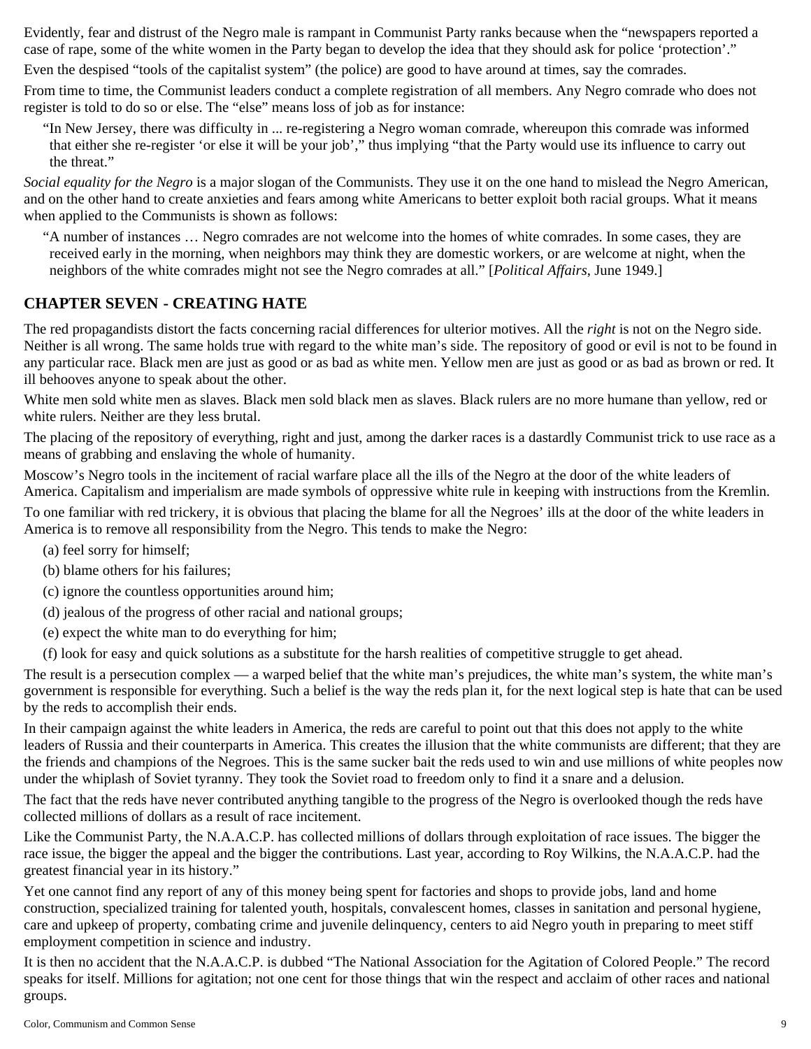Evidently, fear and distrust of the Negro male is rampant in Communist Party ranks because when the "newspapers reported a case of rape, some of the white women in the Party began to develop the idea that they should ask for police 'protection'."

Even the despised "tools of the capitalist system" (the police) are good to have around at times, say the comrades.

From time to time, the Communist leaders conduct a complete registration of all members. Any Negro comrade who does not register is told to do so or else. The "else" means loss of job as for instance:

> "In New Jersey, there was difficulty in ... re-registering a Negro woman comrade, whereupon this comrade was informed that either she re-register 'or else it will be your job'," thus implying "that the Party would use its influence to carry out the threat."

*Social equality for the Negro* is a major slogan of the Communists. They use it on the one hand to mislead the Negro American, and on the other hand to create anxieties and fears among white Americans to better exploit both racial groups. What it means when applied to the Communists is shown as follows:

> "A number of instances … Negro comrades are not welcome into the homes of white comrades. In some cases, they are received early in the morning, when neighbors may think they are domestic workers, or are welcome at night, when the neighbors of the white comrades might not see the Negro comrades at all." [*Political Affairs*, June 1949.]

## CHAPTER SEVEN - CREATING HATE

The red propagandists distort the facts concerning racial differences for ulterior motives. All the *right* is not on the Negro side. Neither is all wrong. The same holds true with regard to the white man's side. The repository of good or evil is not to be found in any particular race. Black men are just as good or as bad as white men. Yellow men are just as good or as bad as brown or red. It ill behooves anyone to speak about the other.

White men sold white men as slaves. Black men sold black men as slaves. Black rulers are no more humane than yellow, red or white rulers. Neither are they less brutal.

The placing of the repository of everything, right and just, among the darker races is a dastardly Communist trick to use race as a means of grabbing and enslaving the whole of humanity.

Moscow's Negro tools in the incitement of racial warfare place all the ills of the Negro at the door of the white leaders of America. Capitalism and imperialism are made symbols of oppressive white rule in keeping with instructions from the Kremlin.

To one familiar with red trickery, it is obvious that placing the blame for all the Negroes' ills at the door of the white leaders in America is to remove all responsibility from the Negro. This tends to make the Negro:

(a) feel sorry for himself;

(b) blame others for his failures;

(c) ignore the countless opportunities around him;

(d) jealous of the progress of other racial and national groups;

(e) expect the white man to do everything for him;

(f) look for easy and quick solutions as a substitute for the harsh realities of competitive struggle to get ahead.

The result is a persecution complex — a warped belief that the white man's prejudices, the white man's system, the white man's government is responsible for everything. Such a belief is the way the reds plan it, for the next logical step is hate that can be used by the reds to accomplish their ends.

In their campaign against the white leaders in America, the reds are careful to point out that this does not apply to the white leaders of Russia and their counterparts in America. This creates the illusion that the white communists are different; that they are the friends and champions of the Negroes. This is the same sucker bait the reds used to win and use millions of white peoples now under the whiplash of Soviet tyranny. They took the Soviet road to freedom only to find it a snare and a delusion.

The fact that the reds have never contributed anything tangible to the progress of the Negro is overlooked though the reds have collected millions of dollars as a result of race incitement.

Like the Communist Party, the N.A.A.C.P. has collected millions of dollars through exploitation of race issues. The bigger the race issue, the bigger the appeal and the bigger the contributions. Last year, according to Roy Wilkins, the N.A.A.C.P. had the greatest financial year in its history."

Yet one cannot find any report of any of this money being spent for factories and shops to provide jobs, land and home construction, specialized training for talented youth, hospitals, convalescent homes, classes in sanitation and personal hygiene, care and upkeep of property, combating crime and juvenile delinquency, centers to aid Negro youth in preparing to meet stiff employment competition in science and industry.

It is then no accident that the N.A.A.C.P. is dubbed "The National Association for the Agitation of Colored People." The record speaks for itself. Millions for agitation; not one cent for those things that win the respect and acclaim of other races and national groups.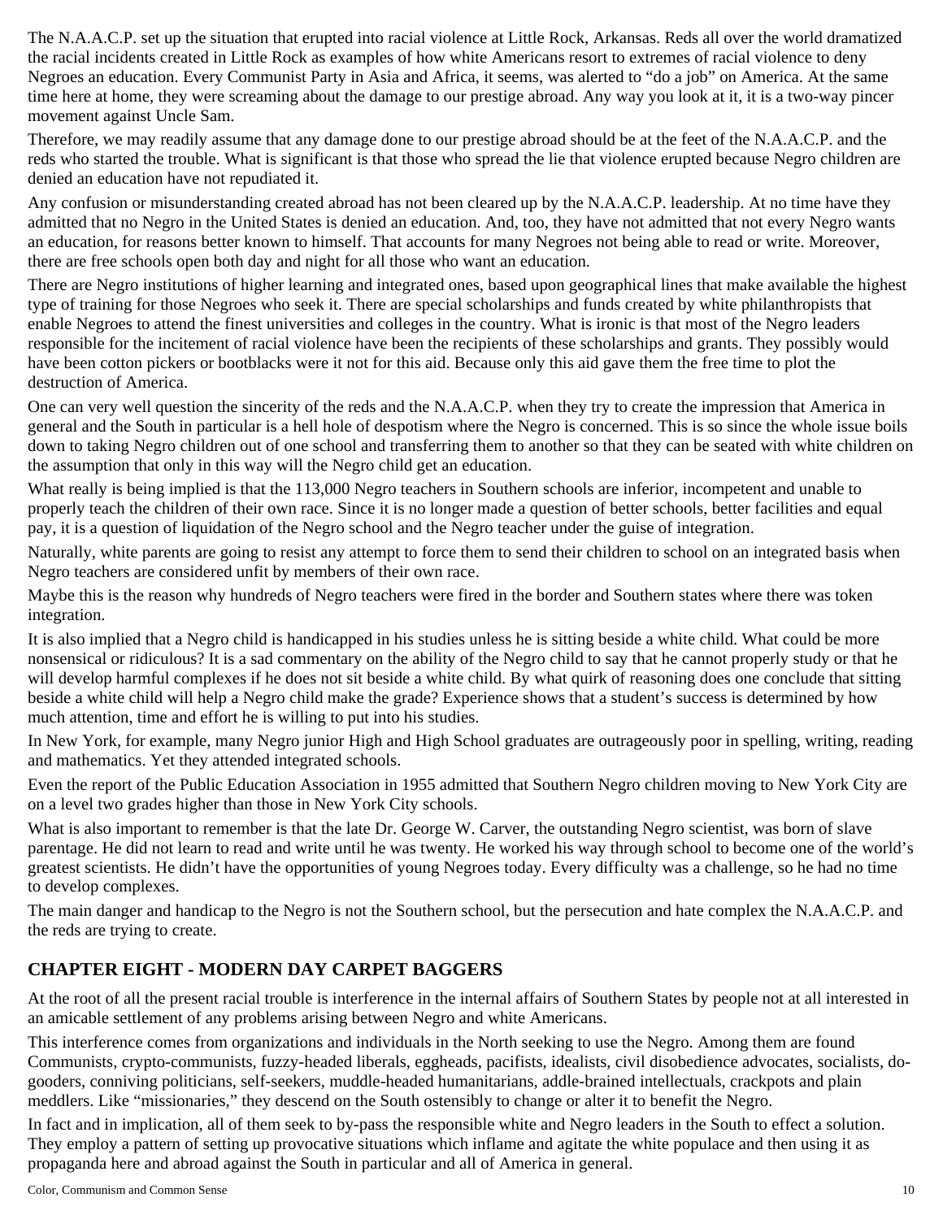The N.A.A.C.P. set up the situation that erupted into racial violence at Little Rock, Arkansas. Reds all over the world dramatized the racial incidents created in Little Rock as examples of how white Americans resort to extremes of racial violence to deny Negroes an education. Every Communist Party in Asia and Africa, it seems, was alerted to "do a job" on America. At the same time here at home, they were screaming about the damage to our prestige abroad. Any way you look at it, it is a two-way pincer movement against Uncle Sam.

Therefore, we may readily assume that any damage done to our prestige abroad should be at the feet of the N.A.A.C.P. and the reds who started the trouble. What is significant is that those who spread the lie that violence erupted because Negro children are denied an education have not repudiated it.

Any confusion or misunderstanding created abroad has not been cleared up by the N.A.A.C.P. leadership. At no time have they admitted that no Negro in the United States is denied an education. And, too, they have not admitted that not every Negro wants an education, for reasons better known to himself. That accounts for many Negroes not being able to read or write. Moreover, there are free schools open both day and night for all those who want an education.

There are Negro institutions of higher learning and integrated ones, based upon geographical lines that make available the highest type of training for those Negroes who seek it. There are special scholarships and funds created by white philanthropists that enable Negroes to attend the finest universities and colleges in the country. What is ironic is that most of the Negro leaders responsible for the incitement of racial violence have been the recipients of these scholarships and grants. They possibly would have been cotton pickers or bootblacks were it not for this aid. Because only this aid gave them the free time to plot the destruction of America.

One can very well question the sincerity of the reds and the N.A.A.C.P. when they try to create the impression that America in general and the South in particular is a hell hole of despotism where the Negro is concerned. This is so since the whole issue boils down to taking Negro children out of one school and transferring them to another so that they can be seated with white children on the assumption that only in this way will the Negro child get an education.

What really is being implied is that the 113,000 Negro teachers in Southern schools are inferior, incompetent and unable to properly teach the children of their own race. Since it is no longer made a question of better schools, better facilities and equal pay, it is a question of liquidation of the Negro school and the Negro teacher under the guise of integration.

Naturally, white parents are going to resist any attempt to force them to send their children to school on an integrated basis when Negro teachers are considered unfit by members of their own race.

Maybe this is the reason why hundreds of Negro teachers were fired in the border and Southern states where there was token integration.

It is also implied that a Negro child is handicapped in his studies unless he is sitting beside a white child. What could be more nonsensical or ridiculous? It is a sad commentary on the ability of the Negro child to say that he cannot properly study or that he will develop harmful complexes if he does not sit beside a white child. By what quirk of reasoning does one conclude that sitting beside a white child will help a Negro child make the grade? Experience shows that a student's success is determined by how much attention, time and effort he is willing to put into his studies.

In New York, for example, many Negro junior High and High School graduates are outrageously poor in spelling, writing, reading and mathematics. Yet they attended integrated schools.

Even the report of the Public Education Association in 1955 admitted that Southern Negro children moving to New York City are on a level two grades higher than those in New York City schools.

What is also important to remember is that the late Dr. George W. Carver, the outstanding Negro scientist, was born of slave parentage. He did not learn to read and write until he was twenty. He worked his way through school to become one of the world's greatest scientists. He didn't have the opportunities of young Negroes today. Every difficulty was a challenge, so he had no time to develop complexes.

The main danger and handicap to the Negro is not the Southern school, but the persecution and hate complex the N.A.A.C.P. and the reds are trying to create.

## CHAPTER EIGHT - MODERN DAY CARPET BAGGERS

At the root of all the present racial trouble is interference in the internal affairs of Southern States by people not at all interested in an amicable settlement of any problems arising between Negro and white Americans.

This interference comes from organizations and individuals in the North seeking to use the Negro. Among them are found Communists, crypto-communists, fuzzy-headed liberals, eggheads, pacifists, idealists, civil disobedience advocates, socialists, do-gooders, conniving politicians, self-seekers, muddle-headed humanitarians, addle-brained intellectuals, crackpots and plain meddlers. Like "missionaries," they descend on the South ostensibly to change or alter it to benefit the Negro.

In fact and in implication, all of them seek to by-pass the responsible white and Negro leaders in the South to effect a solution. They employ a pattern of setting up provocative situations which inflame and agitate the white populace and then using it as propaganda here and abroad against the South in particular and all of America in general.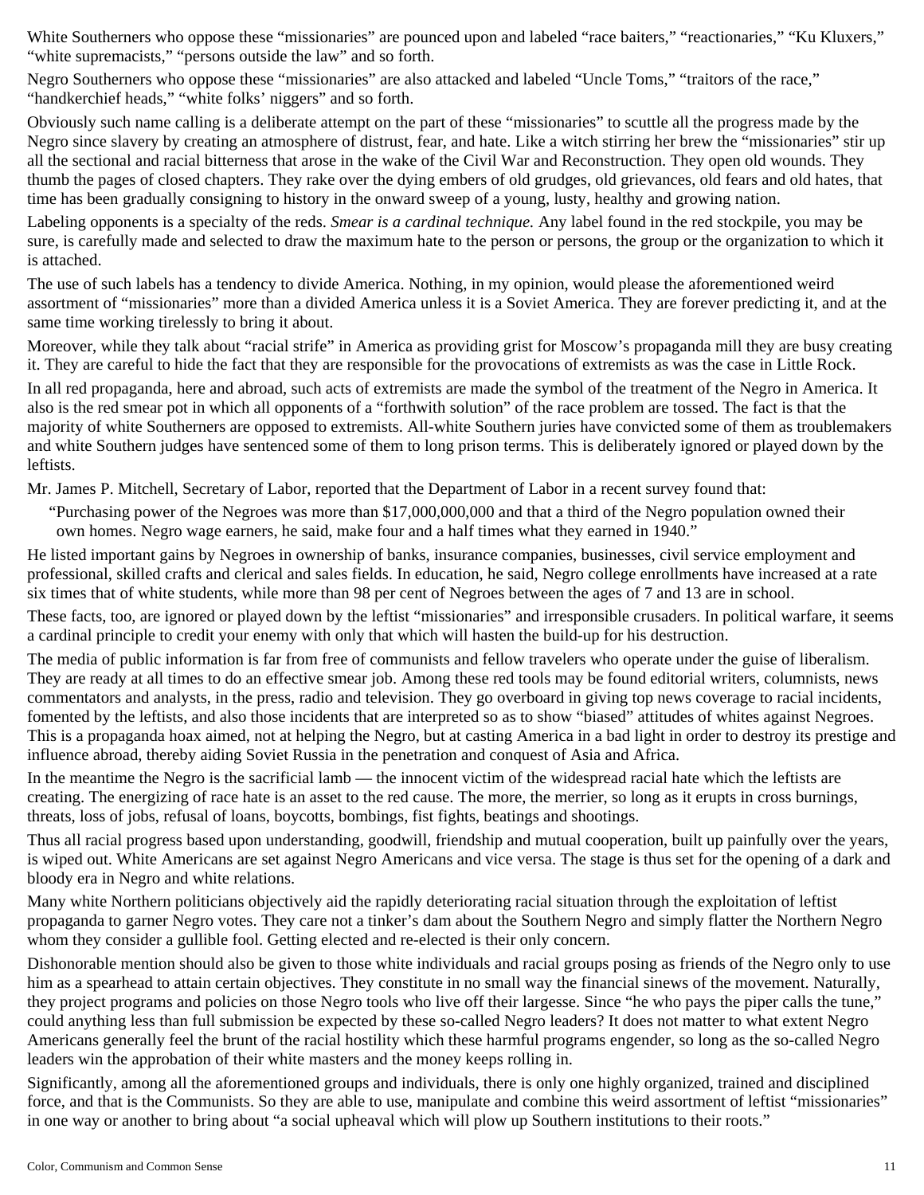White Southerners who oppose these “missionaries” are pounced upon and labeled “race baiters,” “reactionaries,” “Ku Kluxers,” “white supremacists,” “persons outside the law” and so forth.

Negro Southerners who oppose these “missionaries” are also attacked and labeled “Uncle Toms,” “traitors of the race,” “handkerchief heads,” “white folks’ niggers” and so forth.

Obviously such name calling is a deliberate attempt on the part of these “missionaries” to scuttle all the progress made by the Negro since slavery by creating an atmosphere of distrust, fear, and hate. Like a witch stirring her brew the “missionaries” stir up all the sectional and racial bitterness that arose in the wake of the Civil War and Reconstruction. They open old wounds. They thumb the pages of closed chapters. They rake over the dying embers of old grudges, old grievances, old fears and old hates, that time has been gradually consigning to history in the onward sweep of a young, lusty, healthy and growing nation.

Labeling opponents is a specialty of the reds. *Smear is a cardinal technique.* Any label found in the red stockpile, you may be sure, is carefully made and selected to draw the maximum hate to the person or persons, the group or the organization to which it is attached.

The use of such labels has a tendency to divide America. Nothing, in my opinion, would please the aforementioned weird assortment of “missionaries” more than a divided America unless it is a Soviet America. They are forever predicting it, and at the same time working tirelessly to bring it about.

Moreover, while they talk about “racial strife” in America as providing grist for Moscow’s propaganda mill they are busy creating it. They are careful to hide the fact that they are responsible for the provocations of extremists as was the case in Little Rock.

In all red propaganda, here and abroad, such acts of extremists are made the symbol of the treatment of the Negro in America. It also is the red smear pot in which all opponents of a “forthwith solution” of the race problem are tossed. The fact is that the majority of white Southerners are opposed to extremists. All-white Southern juries have convicted some of them as troublemakers and white Southern judges have sentenced some of them to long prison terms. This is deliberately ignored or played down by the leftists.

Mr. James P. Mitchell, Secretary of Labor, reported that the Department of Labor in a recent survey found that:

> “Purchasing power of the Negroes was more than $17,000,000,000 and that a third of the Negro population owned their own homes. Negro wage earners, he said, make four and a half times what they earned in 1940.”

He listed important gains by Negroes in ownership of banks, insurance companies, businesses, civil service employment and professional, skilled crafts and clerical and sales fields. In education, he said, Negro college enrollments have increased at a rate six times that of white students, while more than 98 per cent of Negroes between the ages of 7 and 13 are in school.

These facts, too, are ignored or played down by the leftist “missionaries” and irresponsible crusaders. In political warfare, it seems a cardinal principle to credit your enemy with only that which will hasten the build-up for his destruction.

The media of public information is far from free of communists and fellow travelers who operate under the guise of liberalism. They are ready at all times to do an effective smear job. Among these red tools may be found editorial writers, columnists, news commentators and analysts, in the press, radio and television. They go overboard in giving top news coverage to racial incidents, fomented by the leftists, and also those incidents that are interpreted so as to show “biased” attitudes of whites against Negroes. This is a propaganda hoax aimed, not at helping the Negro, but at casting America in a bad light in order to destroy its prestige and influence abroad, thereby aiding Soviet Russia in the penetration and conquest of Asia and Africa.

In the meantime the Negro is the sacrificial lamb — the innocent victim of the widespread racial hate which the leftists are creating. The energizing of race hate is an asset to the red cause. The more, the merrier, so long as it erupts in cross burnings, threats, loss of jobs, refusal of loans, boycotts, bombings, fist fights, beatings and shootings.

Thus all racial progress based upon understanding, goodwill, friendship and mutual cooperation, built up painfully over the years, is wiped out. White Americans are set against Negro Americans and vice versa. The stage is thus set for the opening of a dark and bloody era in Negro and white relations.

Many white Northern politicians objectively aid the rapidly deteriorating racial situation through the exploitation of leftist propaganda to garner Negro votes. They care not a tinker’s dam about the Southern Negro and simply flatter the Northern Negro whom they consider a gullible fool. Getting elected and re-elected is their only concern.

Dishonorable mention should also be given to those white individuals and racial groups posing as friends of the Negro only to use him as a spearhead to attain certain objectives. They constitute in no small way the financial sinews of the movement. Naturally, they project programs and policies on those Negro tools who live off their largesse. Since “he who pays the piper calls the tune,” could anything less than full submission be expected by these so-called Negro leaders? It does not matter to what extent Negro Americans generally feel the brunt of the racial hostility which these harmful programs engender, so long as the so-called Negro leaders win the approbation of their white masters and the money keeps rolling in.

Significantly, among all the aforementioned groups and individuals, there is only one highly organized, trained and disciplined force, and that is the Communists. So they are able to use, manipulate and combine this weird assortment of leftist “missionaries” in one way or another to bring about “a social upheaval which will plow up Southern institutions to their roots.”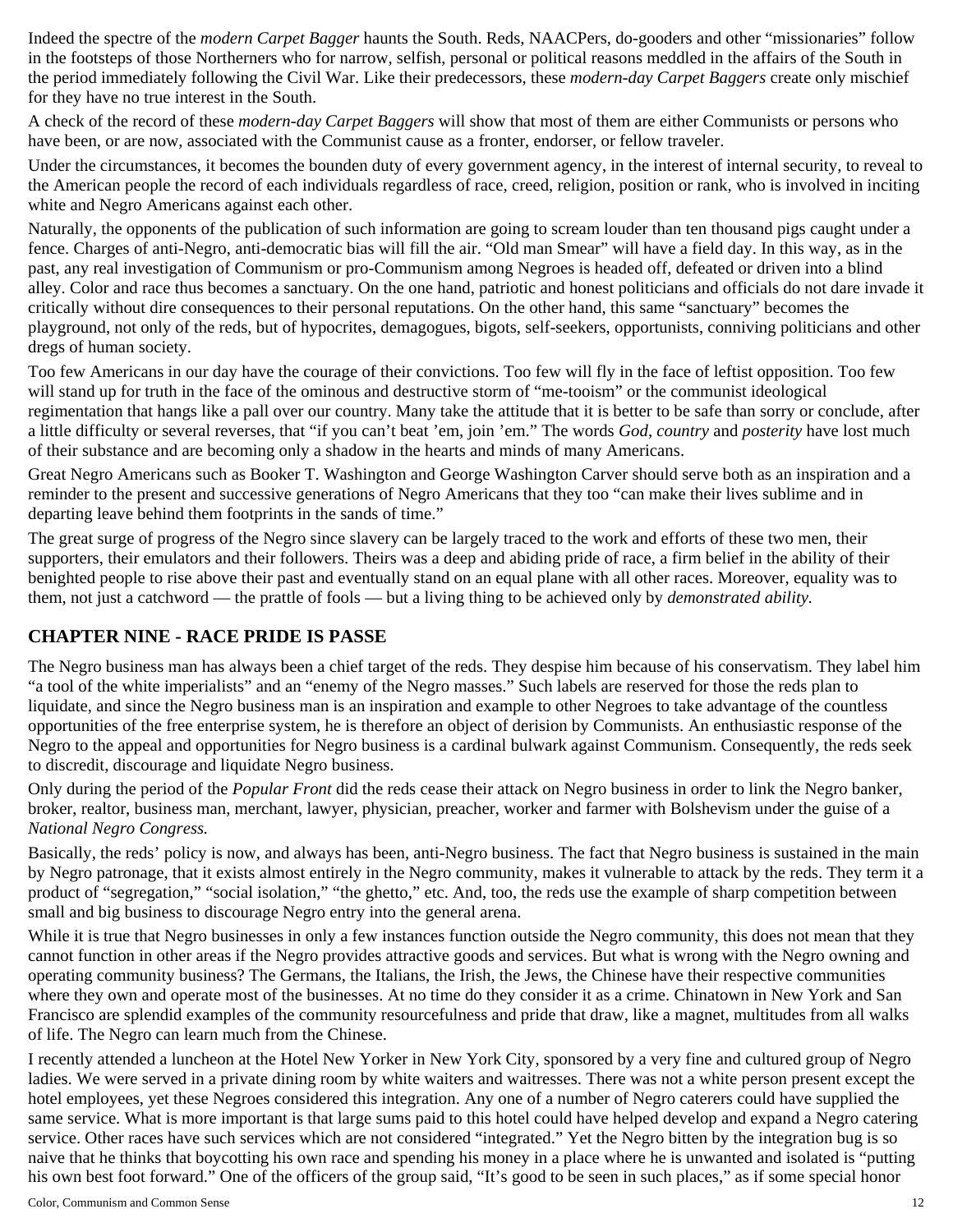Indeed the spectre of the *modern Carpet Bagger* haunts the South. Reds, NAACPers, do-gooders and other "missionaries" follow in the footsteps of those Northerners who for narrow, selfish, personal or political reasons meddled in the affairs of the South in the period immediately following the Civil War. Like their predecessors, these *modern-day Carpet Baggers* create only mischief for they have no true interest in the South.

A check of the record of these *modern-day Carpet Baggers* will show that most of them are either Communists or persons who have been, or are now, associated with the Communist cause as a fronter, endorser, or fellow traveler.

Under the circumstances, it becomes the bounden duty of every government agency, in the interest of internal security, to reveal to the American people the record of each individuals regardless of race, creed, religion, position or rank, who is involved in inciting white and Negro Americans against each other.

Naturally, the opponents of the publication of such information are going to scream louder than ten thousand pigs caught under a fence. Charges of anti-Negro, anti-democratic bias will fill the air. "Old man Smear" will have a field day. In this way, as in the past, any real investigation of Communism or pro-Communism among Negroes is headed off, defeated or driven into a blind alley. Color and race thus becomes a sanctuary. On the one hand, patriotic and honest politicians and officials do not dare invade it critically without dire consequences to their personal reputations. On the other hand, this same "sanctuary" becomes the playground, not only of the reds, but of hypocrites, demagogues, bigots, self-seekers, opportunists, conniving politicians and other dregs of human society.

Too few Americans in our day have the courage of their convictions. Too few will fly in the face of leftist opposition. Too few will stand up for truth in the face of the ominous and destructive storm of "me-tooism" or the communist ideological regimentation that hangs like a pall over our country. Many take the attitude that it is better to be safe than sorry or conclude, after a little difficulty or several reverses, that "if you can't beat 'em, join 'em." The words *God, country* and *posterity* have lost much of their substance and are becoming only a shadow in the hearts and minds of many Americans.

Great Negro Americans such as Booker T. Washington and George Washington Carver should serve both as an inspiration and a reminder to the present and successive generations of Negro Americans that they too "can make their lives sublime and in departing leave behind them footprints in the sands of time."

The great surge of progress of the Negro since slavery can be largely traced to the work and efforts of these two men, their supporters, their emulators and their followers. Theirs was a deep and abiding pride of race, a firm belief in the ability of their benighted people to rise above their past and eventually stand on an equal plane with all other races. Moreover, equality was to them, not just a catchword — the prattle of fools — but a living thing to be achieved only by *demonstrated ability.*

## CHAPTER NINE - RACE PRIDE IS PASSE

The Negro business man has always been a chief target of the reds. They despise him because of his conservatism. They label him "a tool of the white imperialists" and an "enemy of the Negro masses." Such labels are reserved for those the reds plan to liquidate, and since the Negro business man is an inspiration and example to other Negroes to take advantage of the countless opportunities of the free enterprise system, he is therefore an object of derision by Communists. An enthusiastic response of the Negro to the appeal and opportunities for Negro business is a cardinal bulwark against Communism. Consequently, the reds seek to discredit, discourage and liquidate Negro business.

Only during the period of the *Popular Front* did the reds cease their attack on Negro business in order to link the Negro banker, broker, realtor, business man, merchant, lawyer, physician, preacher, worker and farmer with Bolshevism under the guise of a *National Negro Congress.*

Basically, the reds' policy is now, and always has been, anti-Negro business. The fact that Negro business is sustained in the main by Negro patronage, that it exists almost entirely in the Negro community, makes it vulnerable to attack by the reds. They term it a product of "segregation," "social isolation," "the ghetto," etc. And, too, the reds use the example of sharp competition between small and big business to discourage Negro entry into the general arena.

While it is true that Negro businesses in only a few instances function outside the Negro community, this does not mean that they cannot function in other areas if the Negro provides attractive goods and services. But what is wrong with the Negro owning and operating community business? The Germans, the Italians, the Irish, the Jews, the Chinese have their respective communities where they own and operate most of the businesses. At no time do they consider it as a crime. Chinatown in New York and San Francisco are splendid examples of the community resourcefulness and pride that draw, like a magnet, multitudes from all walks of life. The Negro can learn much from the Chinese.

I recently attended a luncheon at the Hotel New Yorker in New York City, sponsored by a very fine and cultured group of Negro ladies. We were served in a private dining room by white waiters and waitresses. There was not a white person present except the hotel employees, yet these Negroes considered this integration. Any one of a number of Negro caterers could have supplied the same service. What is more important is that large sums paid to this hotel could have helped develop and expand a Negro catering service. Other races have such services which are not considered "integrated." Yet the Negro bitten by the integration bug is so naive that he thinks that boycotting his own race and spending his money in a place where he is unwanted and isolated is "putting his own best foot forward." One of the officers of the group said, "It's good to be seen in such places," as if some special honor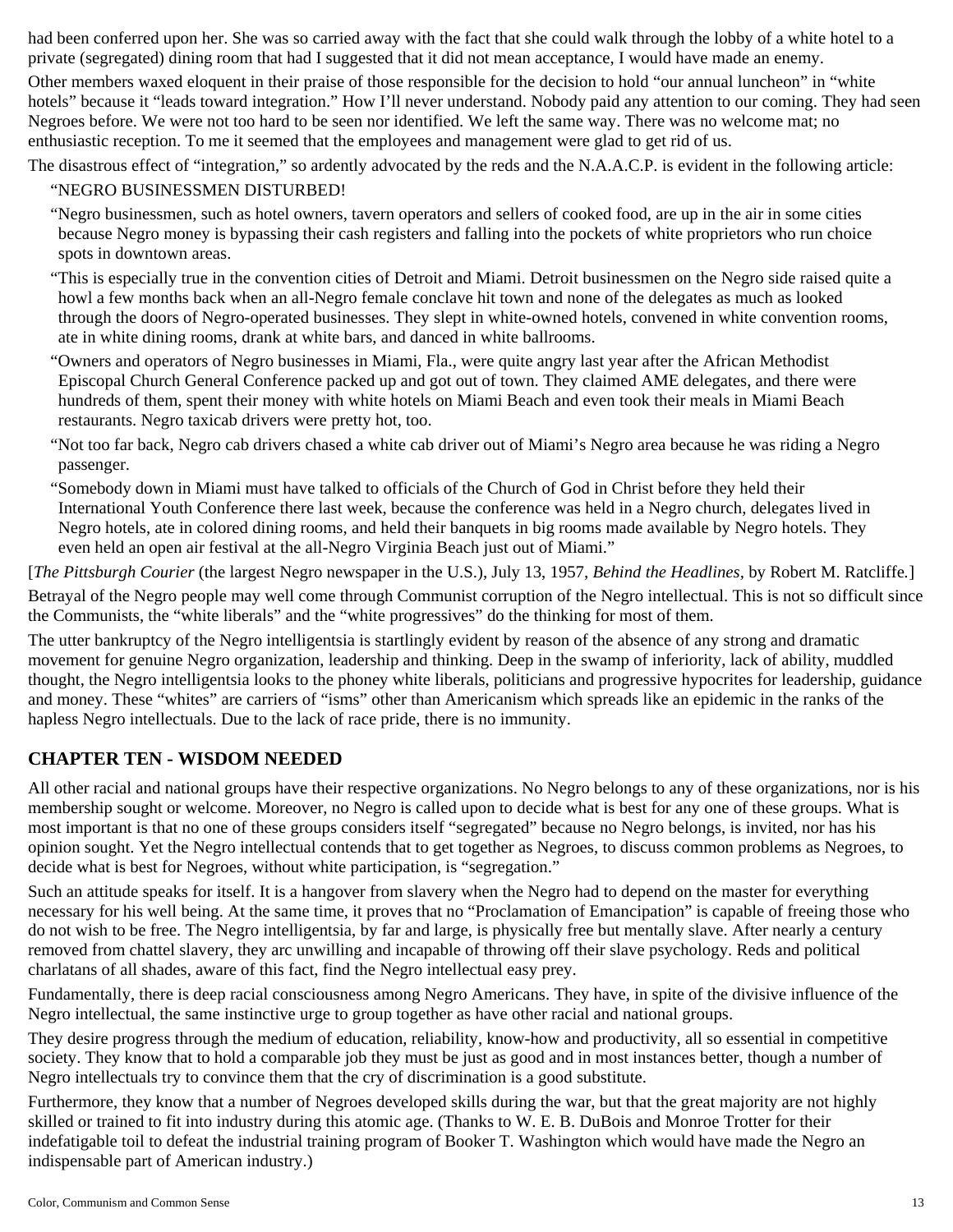had been conferred upon her. She was so carried away with the fact that she could walk through the lobby of a white hotel to a private (segregated) dining room that had I suggested that it did not mean acceptance, I would have made an enemy.

Other members waxed eloquent in their praise of those responsible for the decision to hold "our annual luncheon" in "white hotels" because it "leads toward integration." How I'll never understand. Nobody paid any attention to our coming. They had seen Negroes before. We were not too hard to be seen nor identified. We left the same way. There was no welcome mat; no enthusiastic reception. To me it seemed that the employees and management were glad to get rid of us.

The disastrous effect of "integration," so ardently advocated by the reds and the N.A.A.C.P. is evident in the following article:

> "NEGRO BUSINESSMEN DISTURBED!
>
> "Negro businessmen, such as hotel owners, tavern operators and sellers of cooked food, are up in the air in some cities because Negro money is bypassing their cash registers and falling into the pockets of white proprietors who run choice spots in downtown areas.
>
> "This is especially true in the convention cities of Detroit and Miami. Detroit businessmen on the Negro side raised quite a howl a few months back when an all-Negro female conclave hit town and none of the delegates as much as looked through the doors of Negro-operated businesses. They slept in white-owned hotels, convened in white convention rooms, ate in white dining rooms, drank at white bars, and danced in white ballrooms.
>
> "Owners and operators of Negro businesses in Miami, Fla., were quite angry last year after the African Methodist Episcopal Church General Conference packed up and got out of town. They claimed AME delegates, and there were hundreds of them, spent their money with white hotels on Miami Beach and even took their meals in Miami Beach restaurants. Negro taxicab drivers were pretty hot, too.
>
> "Not too far back, Negro cab drivers chased a white cab driver out of Miami's Negro area because he was riding a Negro passenger.
>
> "Somebody down in Miami must have talked to officials of the Church of God in Christ before they held their International Youth Conference there last week, because the conference was held in a Negro church, delegates lived in Negro hotels, ate in colored dining rooms, and held their banquets in big rooms made available by Negro hotels. They even held an open air festival at the all-Negro Virginia Beach just out of Miami."

[*The Pittsburgh Courier* (the largest Negro newspaper in the U.S.), July 13, 1957, *Behind the Headlines,* by Robert M. Ratcliffe.]

Betrayal of the Negro people may well come through Communist corruption of the Negro intellectual. This is not so difficult since the Communists, the "white liberals" and the "white progressives" do the thinking for most of them.

The utter bankruptcy of the Negro intelligentsia is startlingly evident by reason of the absence of any strong and dramatic movement for genuine Negro organization, leadership and thinking. Deep in the swamp of inferiority, lack of ability, muddled thought, the Negro intelligentsia looks to the phoney white liberals, politicians and progressive hypocrites for leadership, guidance and money. These "whites" are carriers of "isms" other than Americanism which spreads like an epidemic in the ranks of the hapless Negro intellectuals. Due to the lack of race pride, there is no immunity.

## CHAPTER TEN - WISDOM NEEDED

All other racial and national groups have their respective organizations. No Negro belongs to any of these organizations, nor is his membership sought or welcome. Moreover, no Negro is called upon to decide what is best for any one of these groups. What is most important is that no one of these groups considers itself "segregated" because no Negro belongs, is invited, nor has his opinion sought. Yet the Negro intellectual contends that to get together as Negroes, to discuss common problems as Negroes, to decide what is best for Negroes, without white participation, is "segregation."

Such an attitude speaks for itself. It is a hangover from slavery when the Negro had to depend on the master for everything necessary for his well being. At the same time, it proves that no "Proclamation of Emancipation" is capable of freeing those who do not wish to be free. The Negro intelligentsia, by far and large, is physically free but mentally slave. After nearly a century removed from chattel slavery, they arc unwilling and incapable of throwing off their slave psychology. Reds and political charlatans of all shades, aware of this fact, find the Negro intellectual easy prey.

Fundamentally, there is deep racial consciousness among Negro Americans. They have, in spite of the divisive influence of the Negro intellectual, the same instinctive urge to group together as have other racial and national groups.

They desire progress through the medium of education, reliability, know-how and productivity, all so essential in competitive society. They know that to hold a comparable job they must be just as good and in most instances better, though a number of Negro intellectuals try to convince them that the cry of discrimination is a good substitute.

Furthermore, they know that a number of Negroes developed skills during the war, but that the great majority are not highly skilled or trained to fit into industry during this atomic age. (Thanks to W. E. B. DuBois and Monroe Trotter for their indefatigable toil to defeat the industrial training program of Booker T. Washington which would have made the Negro an indispensable part of American industry.)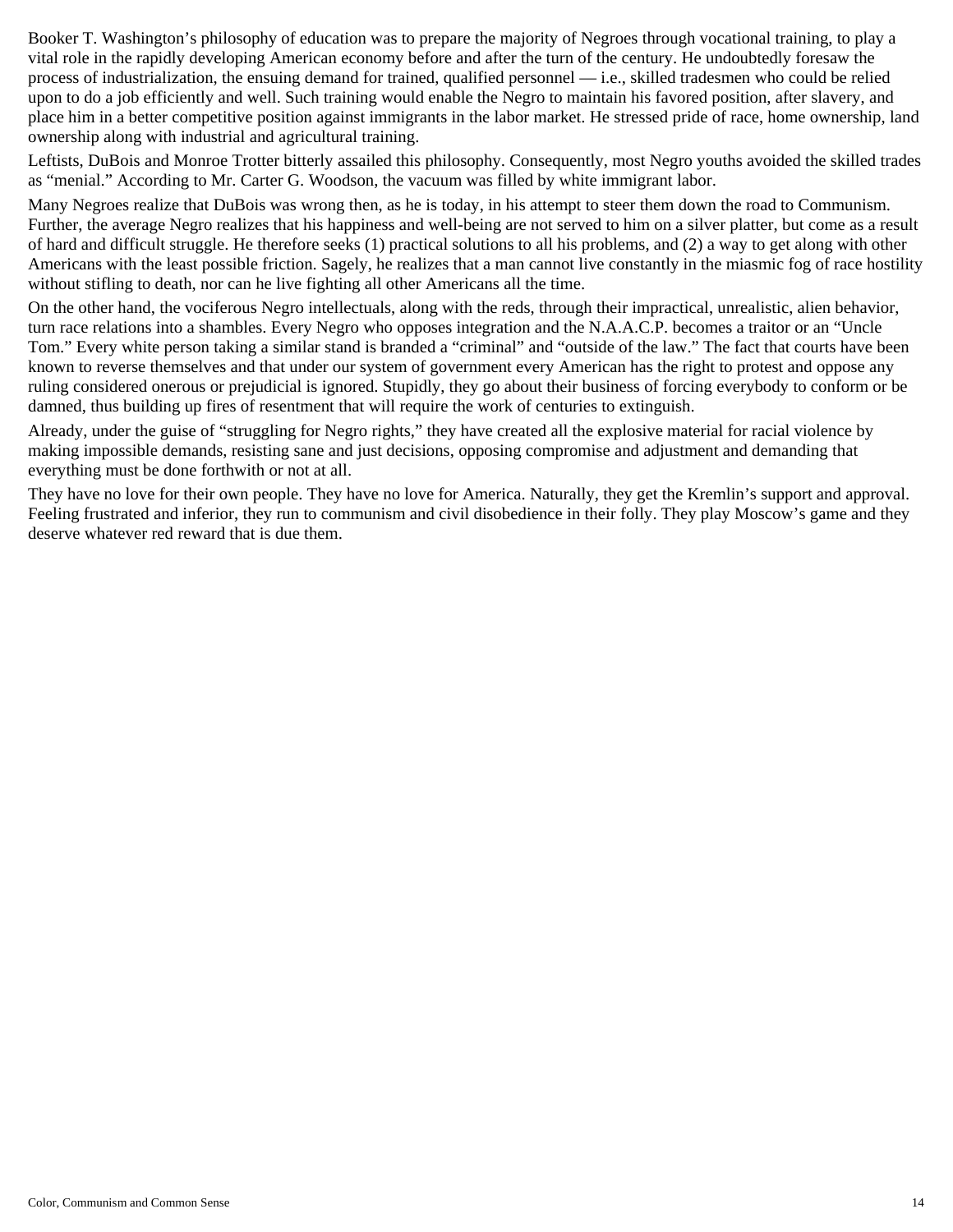Booker T. Washington's philosophy of education was to prepare the majority of Negroes through vocational training, to play a vital role in the rapidly developing American economy before and after the turn of the century. He undoubtedly foresaw the process of industrialization, the ensuing demand for trained, qualified personnel — i.e., skilled tradesmen who could be relied upon to do a job efficiently and well. Such training would enable the Negro to maintain his favored position, after slavery, and place him in a better competitive position against immigrants in the labor market. He stressed pride of race, home ownership, land ownership along with industrial and agricultural training.

Leftists, DuBois and Monroe Trotter bitterly assailed this philosophy. Consequently, most Negro youths avoided the skilled trades as "menial." According to Mr. Carter G. Woodson, the vacuum was filled by white immigrant labor.

Many Negroes realize that DuBois was wrong then, as he is today, in his attempt to steer them down the road to Communism. Further, the average Negro realizes that his happiness and well-being are not served to him on a silver platter, but come as a result of hard and difficult struggle. He therefore seeks (1) practical solutions to all his problems, and (2) a way to get along with other Americans with the least possible friction. Sagely, he realizes that a man cannot live constantly in the miasmic fog of race hostility without stifling to death, nor can he live fighting all other Americans all the time.

On the other hand, the vociferous Negro intellectuals, along with the reds, through their impractical, unrealistic, alien behavior, turn race relations into a shambles. Every Negro who opposes integration and the N.A.A.C.P. becomes a traitor or an "Uncle Tom." Every white person taking a similar stand is branded a "criminal" and "outside of the law." The fact that courts have been known to reverse themselves and that under our system of government every American has the right to protest and oppose any ruling considered onerous or prejudicial is ignored. Stupidly, they go about their business of forcing everybody to conform or be damned, thus building up fires of resentment that will require the work of centuries to extinguish.

Already, under the guise of "struggling for Negro rights," they have created all the explosive material for racial violence by making impossible demands, resisting sane and just decisions, opposing compromise and adjustment and demanding that everything must be done forthwith or not at all.

They have no love for their own people. They have no love for America. Naturally, they get the Kremlin's support and approval. Feeling frustrated and inferior, they run to communism and civil disobedience in their folly. They play Moscow's game and they deserve whatever red reward that is due them.